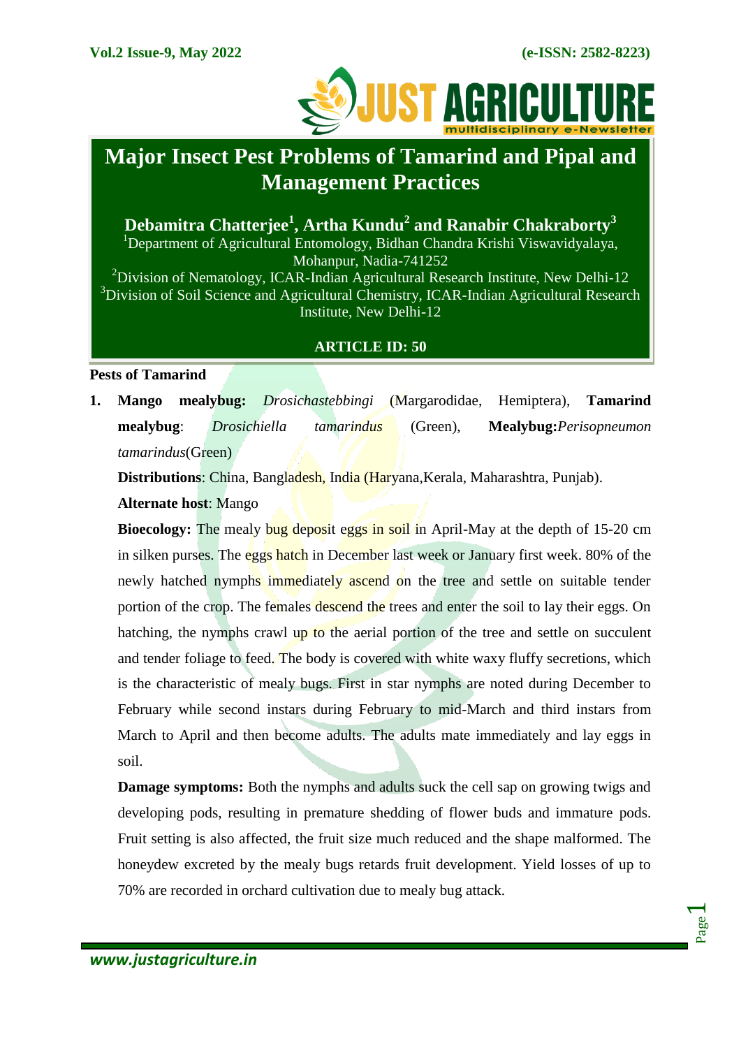# Major Insect Pest Problems of Tamarind and Pipal and Management Practices

**Debamitra Chatterjee[1], Artha Kundu[2] and Ranabir Chakraborty[3]**

[1]Department of Agricultural Entomology, Bidhan Chandra Krishi Viswavidyalaya, Mohanpur, Nadia-741252

[2]Division of Nematology, ICAR-Indian Agricultural Research Institute, New Delhi-12

[3]Division of Soil Science and Agricultural Chemistry, ICAR-Indian Agricultural Research Institute, New Delhi-12

**ARTICLE ID: 50**

## Pests of Tamarind

1. **Mango mealybug:** *Drosichastebbingi* (Margarodidae, Hemiptera), **Tamarind mealybug**: *Drosichiella tamarindus* (Green), **Mealybug:***Perisopneumon tamarindus*(Green)

   **Distributions**: China, Bangladesh, India (Haryana,Kerala, Maharashtra, Punjab).

   **Alternate host**: Mango

   **Bioecology:** The mealy bug deposit eggs in soil in April-May at the depth of 15-20 cm in silken purses. The eggs hatch in December last week or January first week. 80% of the newly hatched nymphs immediately ascend on the tree and settle on suitable tender portion of the crop. The females descend the trees and enter the soil to lay their eggs. On hatching, the nymphs crawl up to the aerial portion of the tree and settle on succulent and tender foliage to feed. The body is covered with white waxy fluffy secretions, which is the characteristic of mealy bugs. First in star nymphs are noted during December to February while second instars during February to mid-March and third instars from March to April and then become adults. The adults mate immediately and lay eggs in soil.

   **Damage symptoms:** Both the nymphs and adults suck the cell sap on growing twigs and developing pods, resulting in premature shedding of flower buds and immature pods. Fruit setting is also affected, the fruit size much reduced and the shape malformed. The honeydew excreted by the mealy bugs retards fruit development. Yield losses of up to 70% are recorded in orchard cultivation due to mealy bug attack.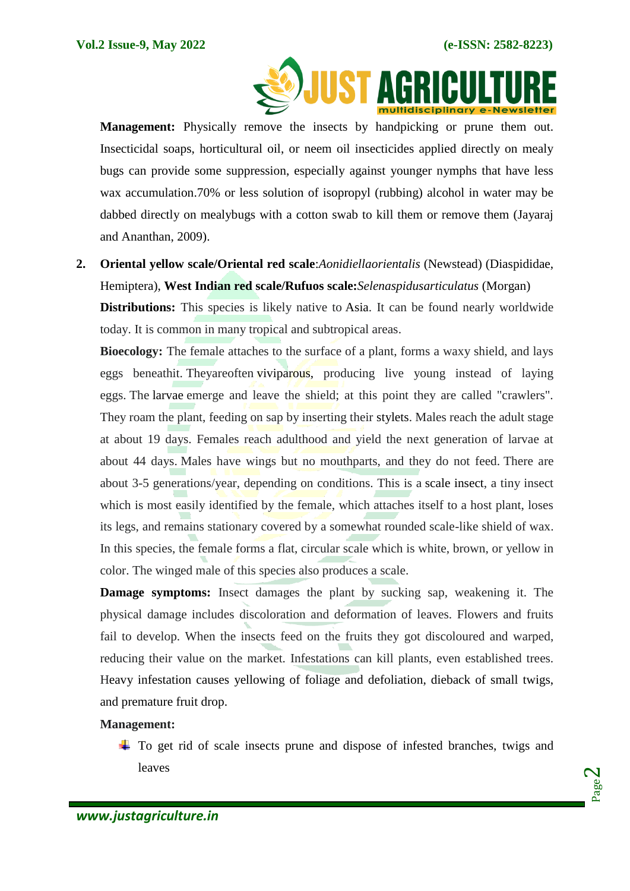**Management:** Physically remove the insects by handpicking or prune them out. Insecticidal soaps, horticultural oil, or neem oil insecticides applied directly on mealy bugs can provide some suppression, especially against younger nymphs that have less wax accumulation.70% or less solution of isopropyl (rubbing) alcohol in water may be dabbed directly on mealybugs with a cotton swab to kill them or remove them (Jayaraj and Ananthan, 2009).

2. **Oriental yellow scale/Oriental red scale**:*Aonidiellaorientalis* (Newstead) (Diaspididae, Hemiptera), **West Indian red scale/Rufuos scale:***Selenaspidusarticulatus* (Morgan)

**Distributions:** This species is likely native to Asia. It can be found nearly worldwide today. It is common in many tropical and subtropical areas.

**Bioecology:** The female attaches to the surface of a plant, forms a waxy shield, and lays eggs beneathit. Theyareoften viviparous, producing live young instead of laying eggs. The larvae emerge and leave the shield; at this point they are called "crawlers". They roam the plant, feeding on sap by inserting their stylets. Males reach the adult stage at about 19 days. Females reach adulthood and yield the next generation of larvae at about 44 days. Males have wings but no mouthparts, and they do not feed. There are about 3-5 generations/year, depending on conditions. This is a scale insect, a tiny insect which is most easily identified by the female, which attaches itself to a host plant, loses its legs, and remains stationary covered by a somewhat rounded scale-like shield of wax. In this species, the female forms a flat, circular scale which is white, brown, or yellow in color. The winged male of this species also produces a scale.

**Damage symptoms:** Insect damages the plant by sucking sap, weakening it. The physical damage includes discoloration and deformation of leaves. Flowers and fruits fail to develop. When the insects feed on the fruits they got discoloured and warped, reducing their value on the market. Infestations can kill plants, even established trees. Heavy infestation causes yellowing of foliage and defoliation, dieback of small twigs, and premature fruit drop.

**Management:**

- To get rid of scale insects prune and dispose of infested branches, twigs and leaves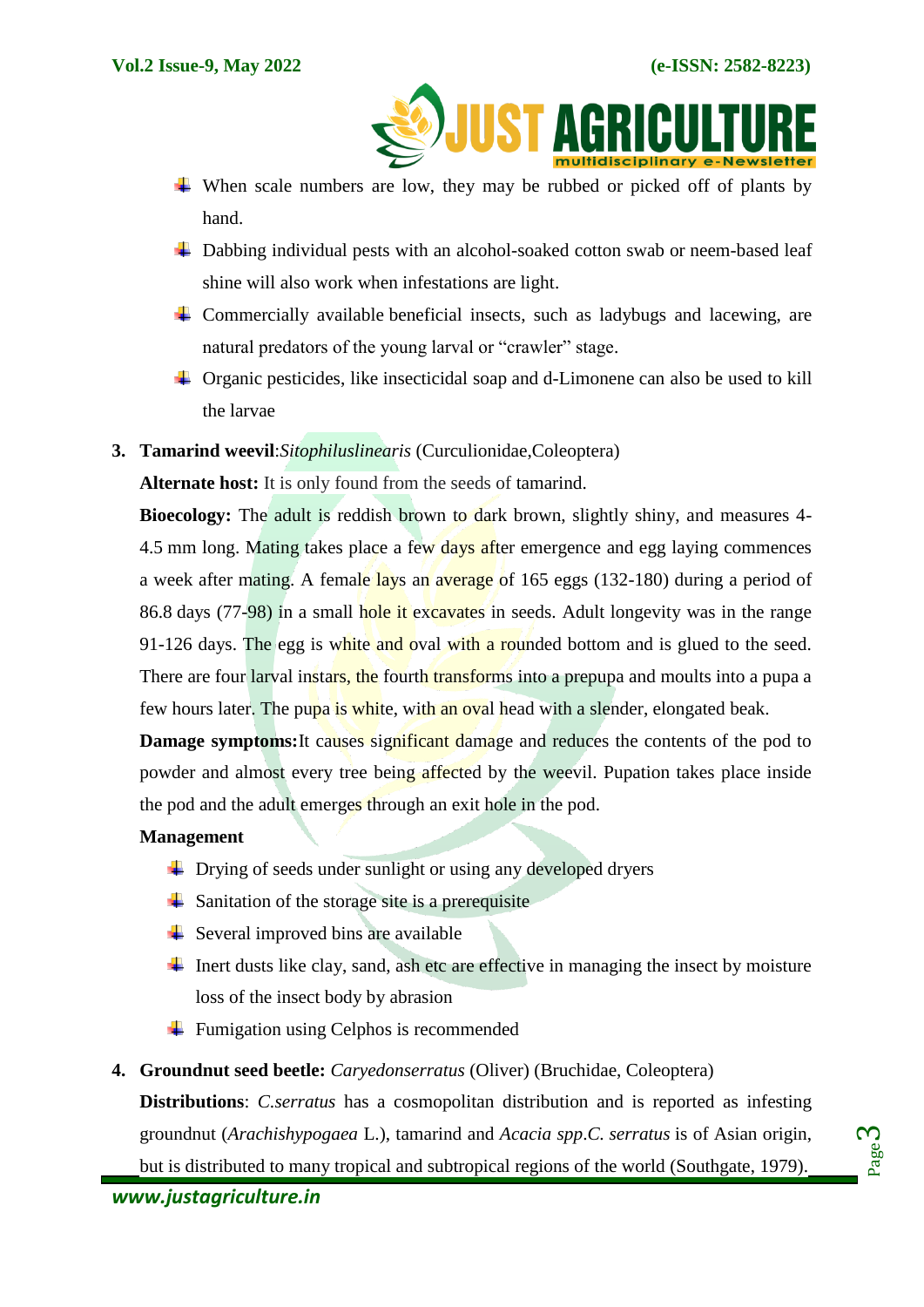- When scale numbers are low, they may be rubbed or picked off of plants by hand.
- Dabbing individual pests with an alcohol-soaked cotton swab or neem-based leaf shine will also work when infestations are light.
- Commercially available beneficial insects, such as ladybugs and lacewing, are natural predators of the young larval or "crawler" stage.
- Organic pesticides, like insecticidal soap and d-Limonene can also be used to kill the larvae

3. **Tamarind weevil**:*Sitophiluslinearis* (Curculionidae,Coleoptera)

**Alternate host:** It is only found from the seeds of tamarind.

**Bioecology:** The adult is reddish brown to dark brown, slightly shiny, and measures 4-4.5 mm long. Mating takes place a few days after emergence and egg laying commences a week after mating. A female lays an average of 165 eggs (132-180) during a period of 86.8 days (77-98) in a small hole it excavates in seeds. Adult longevity was in the range 91-126 days. The egg is white and oval with a rounded bottom and is glued to the seed. There are four larval instars, the fourth transforms into a prepupa and moults into a pupa a few hours later. The pupa is white, with an oval head with a slender, elongated beak.

**Damage symptoms:**It causes significant damage and reduces the contents of the pod to powder and almost every tree being affected by the weevil. Pupation takes place inside the pod and the adult emerges through an exit hole in the pod.

**Management**

- Drying of seeds under sunlight or using any developed dryers
- Sanitation of the storage site is a prerequisite
- Several improved bins are available
- Inert dusts like clay, sand, ash etc are effective in managing the insect by moisture loss of the insect body by abrasion
- Fumigation using Celphos is recommended

4. **Groundnut seed beetle:** *Caryedonserratus* (Oliver) (Bruchidae, Coleoptera)

**Distributions**: *C.serratus* has a cosmopolitan distribution and is reported as infesting groundnut (*Arachishypogaea* L.), tamarind and *Acacia spp*.*C. serratus* is of Asian origin, but is distributed to many tropical and subtropical regions of the world (Southgate, 1979).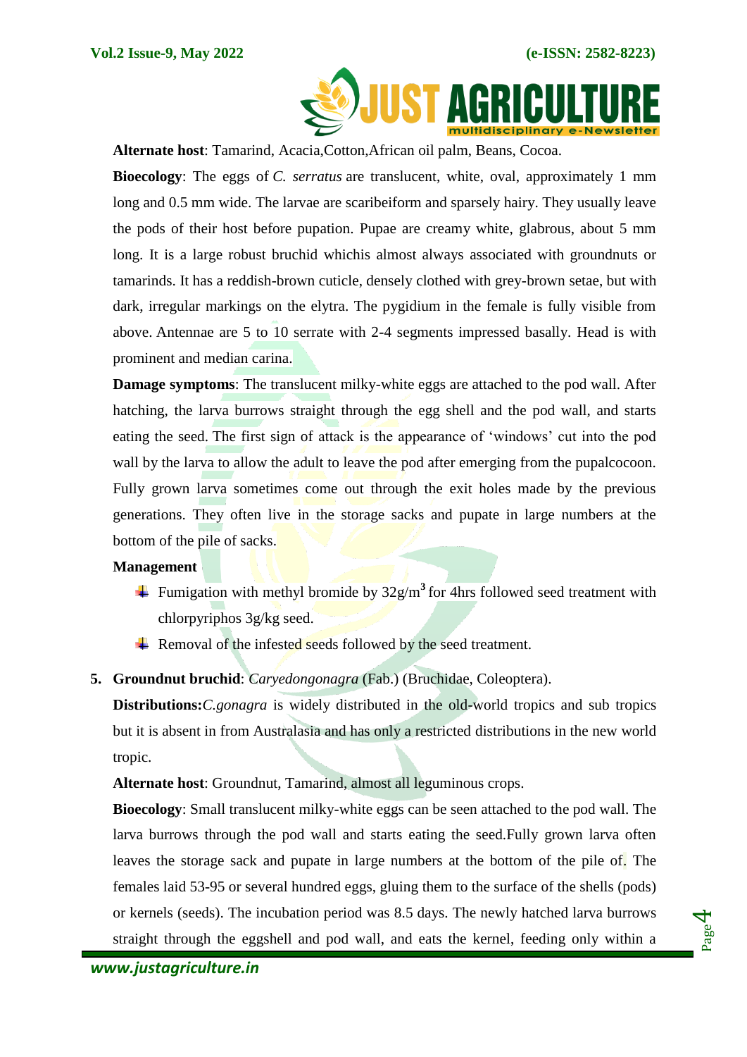**Alternate host**: Tamarind, Acacia,Cotton,African oil palm, Beans, Cocoa.

**Bioecology**: The eggs of *C. serratus* are translucent, white, oval, approximately 1 mm long and 0.5 mm wide. The larvae are scaribeiform and sparsely hairy. They usually leave the pods of their host before pupation. Pupae are creamy white, glabrous, about 5 mm long. It is a large robust bruchid whichis almost always associated with groundnuts or tamarinds. It has a reddish-brown cuticle, densely clothed with grey-brown setae, but with dark, irregular markings on the elytra. The pygidium in the female is fully visible from above. Antennae are 5 to 10 serrate with 2-4 segments impressed basally. Head is with prominent and median carina.

**Damage symptoms**: The translucent milky-white eggs are attached to the pod wall. After hatching, the larva burrows straight through the egg shell and the pod wall, and starts eating the seed. The first sign of attack is the appearance of 'windows' cut into the pod wall by the larva to allow the adult to leave the pod after emerging from the pupalcocoon. Fully grown larva sometimes come out through the exit holes made by the previous generations. They often live in the storage sacks and pupate in large numbers at the bottom of the pile of sacks.

**Management**

- Fumigation with methyl bromide by 32g/$m^3$ for 4hrs followed seed treatment with chlorpyriphos 3g/kg seed.
- Removal of the infested seeds followed by the seed treatment.

5. **Groundnut bruchid**: *Caryedongonagra* (Fab.) (Bruchidae, Coleoptera).

**Distributions:***C.gonagra* is widely distributed in the old-world tropics and sub tropics but it is absent in from Australasia and has only a restricted distributions in the new world tropic.

**Alternate host**: Groundnut, Tamarind, almost all leguminous crops.

**Bioecology**: Small translucent milky-white eggs can be seen attached to the pod wall. The larva burrows through the pod wall and starts eating the seed.Fully grown larva often leaves the storage sack and pupate in large numbers at the bottom of the pile of. The females laid 53-95 or several hundred eggs, gluing them to the surface of the shells (pods) or kernels (seeds). The incubation period was 8.5 days. The newly hatched larva burrows straight through the eggshell and pod wall, and eats the kernel, feeding only within a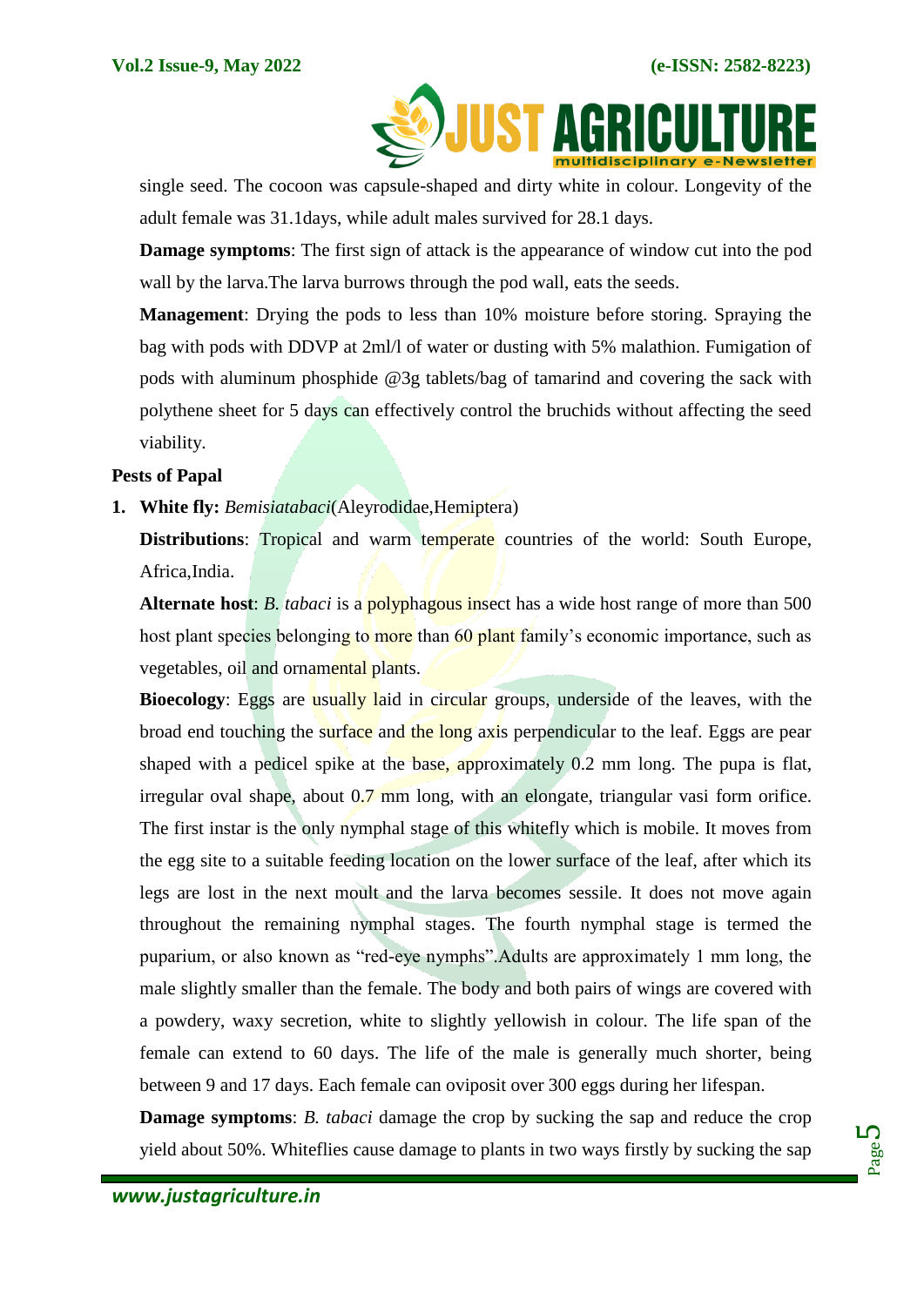single seed. The cocoon was capsule-shaped and dirty white in colour. Longevity of the adult female was 31.1days, while adult males survived for 28.1 days.

**Damage symptoms**: The first sign of attack is the appearance of window cut into the pod wall by the larva.The larva burrows through the pod wall, eats the seeds.

**Management**: Drying the pods to less than 10% moisture before storing. Spraying the bag with pods with DDVP at 2ml/l of water or dusting with 5% malathion. Fumigation of pods with aluminum phosphide @3g tablets/bag of tamarind and covering the sack with polythene sheet for 5 days can effectively control the bruchids without affecting the seed viability.

**Pests of Papal**

1. **White fly:** *Bemisiatabaci*(Aleyrodidae,Hemiptera)

   **Distributions**: Tropical and warm temperate countries of the world: South Europe, Africa,India.

   **Alternate host**: *B. tabaci* is a polyphagous insect has a wide host range of more than 500 host plant species belonging to more than 60 plant family's economic importance, such as vegetables, oil and ornamental plants.

   **Bioecology**: Eggs are usually laid in circular groups, underside of the leaves, with the broad end touching the surface and the long axis perpendicular to the leaf. Eggs are pear shaped with a pedicel spike at the base, approximately 0.2 mm long. The pupa is flat, irregular oval shape, about 0.7 mm long, with an elongate, triangular vasi form orifice. The first instar is the only nymphal stage of this whitefly which is mobile. It moves from the egg site to a suitable feeding location on the lower surface of the leaf, after which its legs are lost in the next moult and the larva becomes sessile. It does not move again throughout the remaining nymphal stages. The fourth nymphal stage is termed the puparium, or also known as "red-eye nymphs".Adults are approximately 1 mm long, the male slightly smaller than the female. The body and both pairs of wings are covered with a powdery, waxy secretion, white to slightly yellowish in colour. The life span of the female can extend to 60 days. The life of the male is generally much shorter, being between 9 and 17 days. Each female can oviposit over 300 eggs during her lifespan.

   **Damage symptoms**: *B. tabaci* damage the crop by sucking the sap and reduce the crop yield about 50%. Whiteflies cause damage to plants in two ways firstly by sucking the sap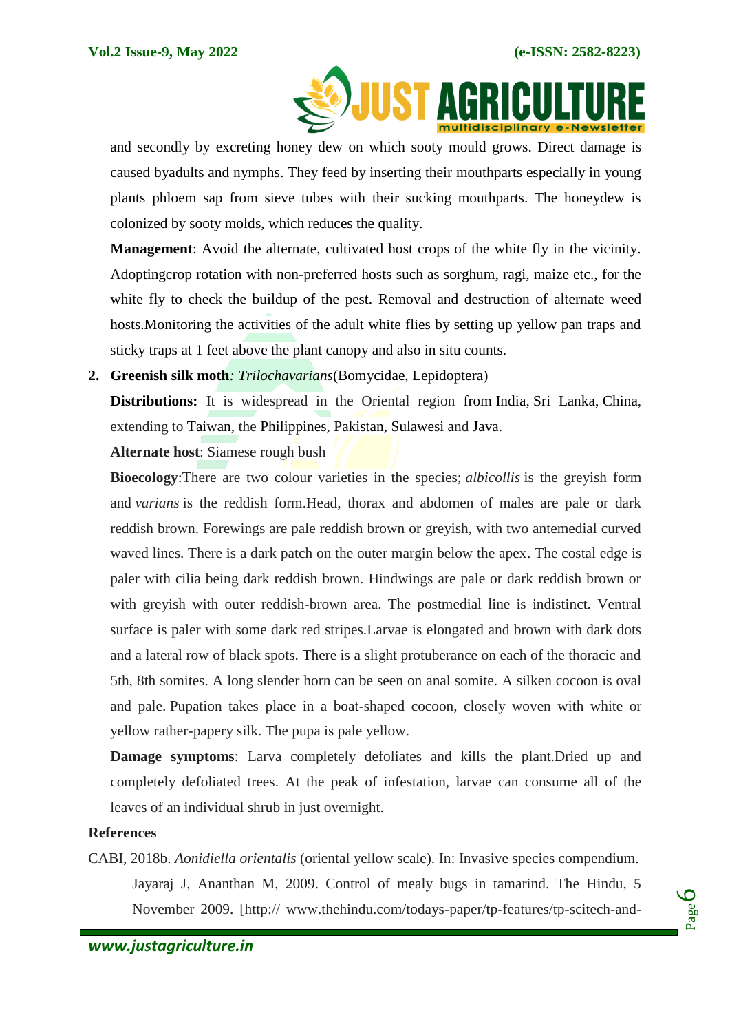and secondly by excreting honey dew on which sooty mould grows. Direct damage is caused byadults and nymphs. They feed by inserting their mouthparts especially in young plants phloem sap from sieve tubes with their sucking mouthparts. The honeydew is colonized by sooty molds, which reduces the quality.

**Management**: Avoid the alternate, cultivated host crops of the white fly in the vicinity. Adoptingcrop rotation with non-preferred hosts such as sorghum, ragi, maize etc., for the white fly to check the buildup of the pest. Removal and destruction of alternate weed hosts.Monitoring the activities of the adult white flies by setting up yellow pan traps and sticky traps at 1 feet above the plant canopy and also in situ counts.

2. **Greenish silk moth**: *Trilochavarians*(Bomycidae, Lepidoptera)

**Distributions:** It is widespread in the Oriental region from India, Sri Lanka, China, extending to Taiwan, the Philippines, Pakistan, Sulawesi and Java.

**Alternate host**: Siamese rough bush

**Bioecology**:There are two colour varieties in the species; *albicollis* is the greyish form and *varians* is the reddish form.Head, thorax and abdomen of males are pale or dark reddish brown. Forewings are pale reddish brown or greyish, with two antemedial curved waved lines. There is a dark patch on the outer margin below the apex. The costal edge is paler with cilia being dark reddish brown. Hindwings are pale or dark reddish brown or with greyish with outer reddish-brown area. The postmedial line is indistinct. Ventral surface is paler with some dark red stripes.Larvae is elongated and brown with dark dots and a lateral row of black spots. There is a slight protuberance on each of the thoracic and 5th, 8th somites. A long slender horn can be seen on anal somite. A silken cocoon is oval and pale. Pupation takes place in a boat-shaped cocoon, closely woven with white or yellow rather-papery silk. The pupa is pale yellow.

**Damage symptoms**: Larva completely defoliates and kills the plant.Dried up and completely defoliated trees. At the peak of infestation, larvae can consume all of the leaves of an individual shrub in just overnight.

## References

CABI, 2018b. *Aonidiella orientalis* (oriental yellow scale). In: Invasive species compendium.

Jayaraj J, Ananthan M, 2009. Control of mealy bugs in tamarind. The Hindu, 5 November 2009. [http:// www.thehindu.com/todays-paper/tp-features/tp-scitech-and-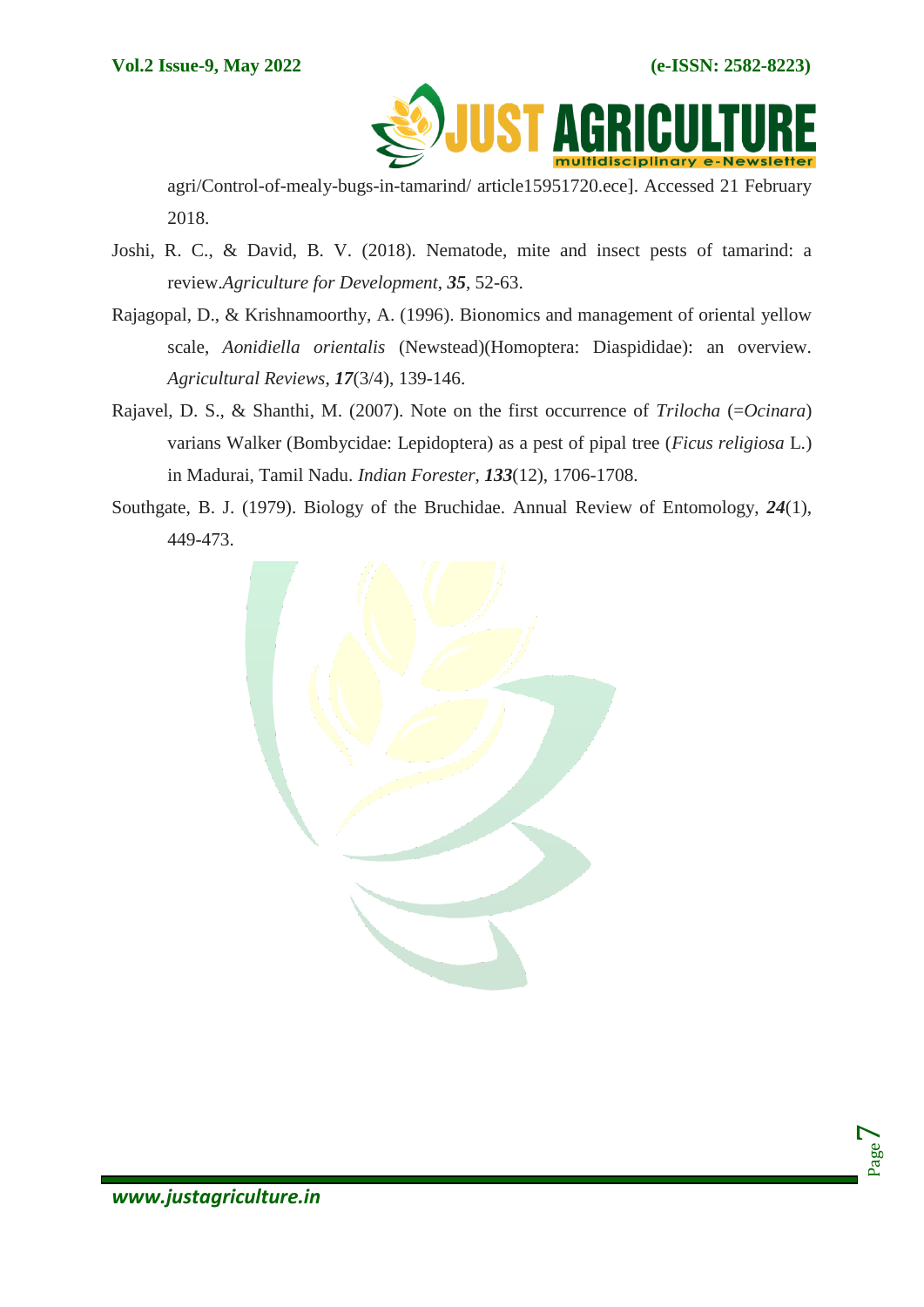agri/Control-of-mealy-bugs-in-tamarind/ article15951720.ece]. Accessed 21 February 2018.

Joshi, R. C., & David, B. V. (2018). Nematode, mite and insect pests of tamarind: a review.*Agriculture for Development*, ***35***, 52-63.

Rajagopal, D., & Krishnamoorthy, A. (1996). Bionomics and management of oriental yellow scale, *Aonidiella orientalis* (Newstead)(Homoptera: Diaspididae): an overview. *Agricultural Reviews*, ***17***(3/4), 139-146.

Rajavel, D. S., & Shanthi, M. (2007). Note on the first occurrence of *Trilocha* (=*Ocinara*) varians Walker (Bombycidae: Lepidoptera) as a pest of pipal tree (*Ficus religiosa* L.) in Madurai, Tamil Nadu. *Indian Forester*, ***133***(12), 1706-1708.

Southgate, B. J. (1979). Biology of the Bruchidae. Annual Review of Entomology, ***24***(1), 449-473.